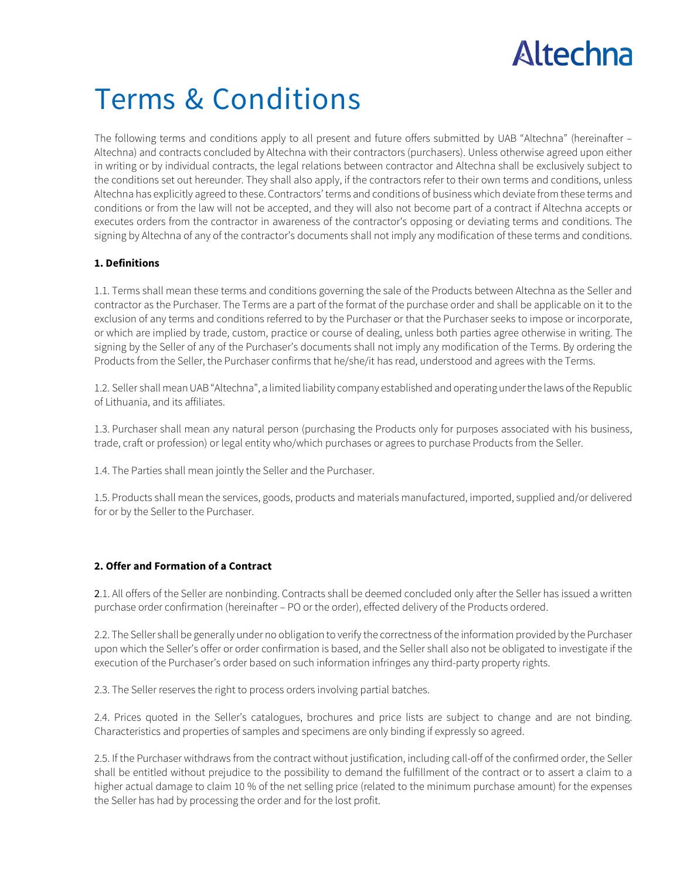# Terms & Conditions

The following terms and conditions apply to all present and future offers submitted by UAB "Altechna" (hereinafter – Altechna) and contracts concluded by Altechna with their contractors (purchasers). Unless otherwise agreed upon either in writing or by individual contracts, the legal relations between contractor and Altechna shall be exclusively subject to the conditions set out hereunder. They shall also apply, if the contractors refer to their own terms and conditions, unless Altechna has explicitly agreed to these. Contractors' terms and conditions of business which deviate from these terms and conditions or from the law will not be accepted, and they will also not become part of a contract if Altechna accepts or executes orders from the contractor in awareness of the contractor's opposing or deviating terms and conditions. The signing by Altechna of any of the contractor's documents shall not imply any modification of these terms and conditions.

**1. Definitions**

1.1. Terms shall mean these terms and conditions governing the sale of the Products between Altechna as the Seller and contractor as the Purchaser. The Terms are a part of the format of the purchase order and shall be applicable on it to the exclusion of any terms and conditions referred to by the Purchaser or that the Purchaser seeks to impose or incorporate, or which are implied by trade, custom, practice or course of dealing, unless both parties agree otherwise in writing. The signing by the Seller of any of the Purchaser's documents shall not imply any modification of the Terms. By ordering the Products from the Seller, the Purchaser confirms that he/she/it has read, understood and agrees with the Terms.

1.2. Seller shall mean UAB "Altechna", a limited liability company established and operating under the laws of the Republic of Lithuania, and its affiliates.

1.3. Purchaser shall mean any natural person (purchasing the Products only for purposes associated with his business, trade, craft or profession) or legal entity who/which purchases or agrees to purchase Products from the Seller.

1.4. The Parties shall mean jointly the Seller and the Purchaser.

1.5. Products shall mean the services, goods, products and materials manufactured, imported, supplied and/or delivered for or by the Seller to the Purchaser.

**2. Offer and Formation of a Contract**

2.1. All offers of the Seller are nonbinding. Contracts shall be deemed concluded only after the Seller has issued a written purchase order confirmation (hereinafter – PO or the order), effected delivery of the Products ordered.

2.2. The Seller shall be generally under no obligation to verify the correctness of the information provided by the Purchaser upon which the Seller's offer or order confirmation is based, and the Seller shall also not be obligated to investigate if the execution of the Purchaser's order based on such information infringes any third-party property rights.

2.3. The Seller reserves the right to process orders involving partial batches.

2.4. Prices quoted in the Seller's catalogues, brochures and price lists are subject to change and are not binding. Characteristics and properties of samples and specimens are only binding if expressly so agreed.

2.5. If the Purchaser withdraws from the contract without justification, including call-off of the confirmed order, the Seller shall be entitled without prejudice to the possibility to demand the fulfillment of the contract or to assert a claim to a higher actual damage to claim 10 % of the net selling price (related to the minimum purchase amount) for the expenses the Seller has had by processing the order and for the lost profit.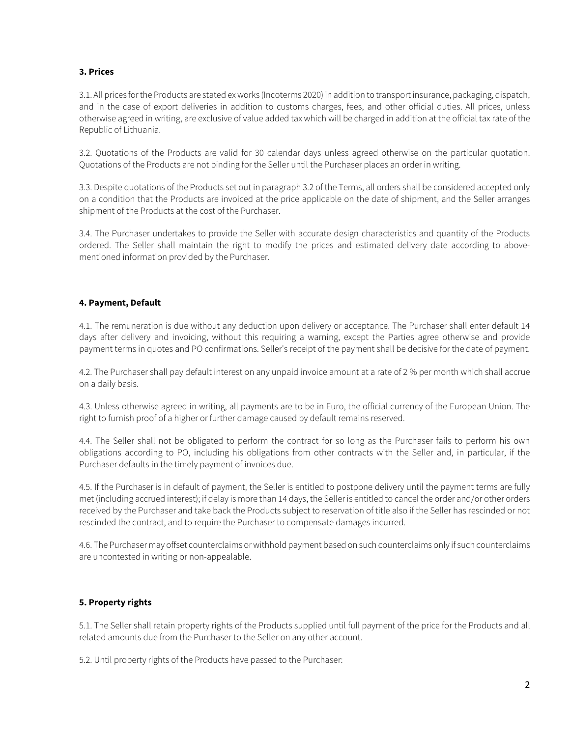### 3. Prices

3.1. All prices for the Products are stated ex works (Incoterms 2020) in addition to transport insurance, packaging, dispatch, and in the case of export deliveries in addition to customs charges, fees, and other official duties. All prices, unless otherwise agreed in writing, are exclusive of value added tax which will be charged in addition at the official tax rate of the Republic of Lithuania.

3.2. Quotations of the Products are valid for 30 calendar days unless agreed otherwise on the particular quotation. Quotations of the Products are not binding for the Seller until the Purchaser places an order in writing.

3.3. Despite quotations of the Products set out in paragraph 3.2 of the Terms, all orders shall be considered accepted only on a condition that the Products are invoiced at the price applicable on the date of shipment, and the Seller arranges shipment of the Products at the cost of the Purchaser.

3.4. The Purchaser undertakes to provide the Seller with accurate design characteristics and quantity of the Products ordered. The Seller shall maintain the right to modify the prices and estimated delivery date according to above-mentioned information provided by the Purchaser.

### 4. Payment, Default

4.1. The remuneration is due without any deduction upon delivery or acceptance. The Purchaser shall enter default 14 days after delivery and invoicing, without this requiring a warning, except the Parties agree otherwise and provide payment terms in quotes and PO confirmations. Seller's receipt of the payment shall be decisive for the date of payment.

4.2. The Purchaser shall pay default interest on any unpaid invoice amount at a rate of 2 % per month which shall accrue on a daily basis.

4.3. Unless otherwise agreed in writing, all payments are to be in Euro, the official currency of the European Union. The right to furnish proof of a higher or further damage caused by default remains reserved.

4.4. The Seller shall not be obligated to perform the contract for so long as the Purchaser fails to perform his own obligations according to PO, including his obligations from other contracts with the Seller and, in particular, if the Purchaser defaults in the timely payment of invoices due.

4.5. If the Purchaser is in default of payment, the Seller is entitled to postpone delivery until the payment terms are fully met (including accrued interest); if delay is more than 14 days, the Seller is entitled to cancel the order and/or other orders received by the Purchaser and take back the Products subject to reservation of title also if the Seller has rescinded or not rescinded the contract, and to require the Purchaser to compensate damages incurred.

4.6. The Purchaser may offset counterclaims or withhold payment based on such counterclaims only if such counterclaims are uncontested in writing or non-appealable.

### 5. Property rights

5.1. The Seller shall retain property rights of the Products supplied until full payment of the price for the Products and all related amounts due from the Purchaser to the Seller on any other account.

5.2. Until property rights of the Products have passed to the Purchaser: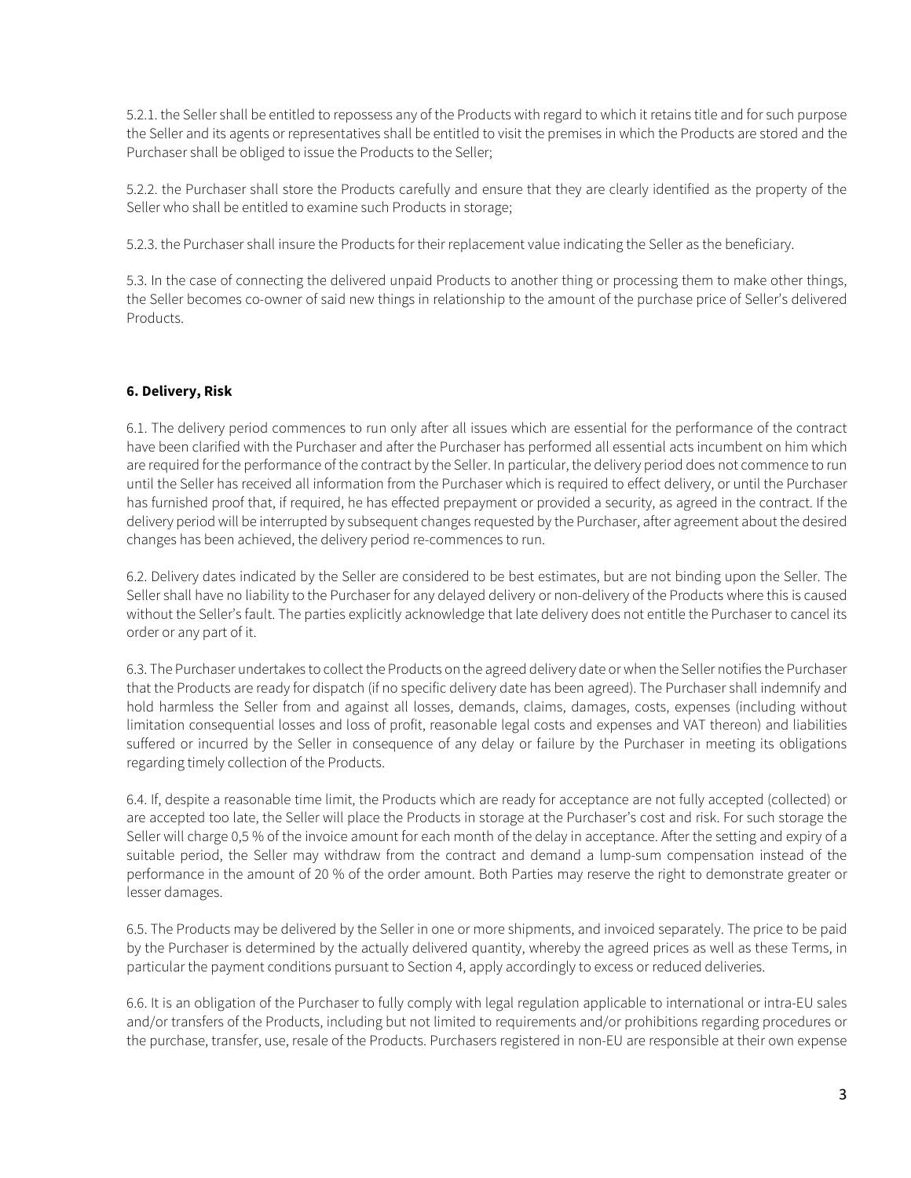5.2.1. the Seller shall be entitled to repossess any of the Products with regard to which it retains title and for such purpose the Seller and its agents or representatives shall be entitled to visit the premises in which the Products are stored and the Purchaser shall be obliged to issue the Products to the Seller;

5.2.2. the Purchaser shall store the Products carefully and ensure that they are clearly identified as the property of the Seller who shall be entitled to examine such Products in storage;

5.2.3. the Purchaser shall insure the Products for their replacement value indicating the Seller as the beneficiary.

5.3. In the case of connecting the delivered unpaid Products to another thing or processing them to make other things, the Seller becomes co-owner of said new things in relationship to the amount of the purchase price of Seller's delivered Products.

**6. Delivery, Risk**

6.1. The delivery period commences to run only after all issues which are essential for the performance of the contract have been clarified with the Purchaser and after the Purchaser has performed all essential acts incumbent on him which are required for the performance of the contract by the Seller. In particular, the delivery period does not commence to run until the Seller has received all information from the Purchaser which is required to effect delivery, or until the Purchaser has furnished proof that, if required, he has effected prepayment or provided a security, as agreed in the contract. If the delivery period will be interrupted by subsequent changes requested by the Purchaser, after agreement about the desired changes has been achieved, the delivery period re-commences to run.

6.2. Delivery dates indicated by the Seller are considered to be best estimates, but are not binding upon the Seller. The Seller shall have no liability to the Purchaser for any delayed delivery or non-delivery of the Products where this is caused without the Seller's fault. The parties explicitly acknowledge that late delivery does not entitle the Purchaser to cancel its order or any part of it.

6.3. The Purchaser undertakes to collect the Products on the agreed delivery date or when the Seller notifies the Purchaser that the Products are ready for dispatch (if no specific delivery date has been agreed). The Purchaser shall indemnify and hold harmless the Seller from and against all losses, demands, claims, damages, costs, expenses (including without limitation consequential losses and loss of profit, reasonable legal costs and expenses and VAT thereon) and liabilities suffered or incurred by the Seller in consequence of any delay or failure by the Purchaser in meeting its obligations regarding timely collection of the Products.

6.4. If, despite a reasonable time limit, the Products which are ready for acceptance are not fully accepted (collected) or are accepted too late, the Seller will place the Products in storage at the Purchaser's cost and risk. For such storage the Seller will charge 0,5 % of the invoice amount for each month of the delay in acceptance. After the setting and expiry of a suitable period, the Seller may withdraw from the contract and demand a lump-sum compensation instead of the performance in the amount of 20 % of the order amount. Both Parties may reserve the right to demonstrate greater or lesser damages.

6.5. The Products may be delivered by the Seller in one or more shipments, and invoiced separately. The price to be paid by the Purchaser is determined by the actually delivered quantity, whereby the agreed prices as well as these Terms, in particular the payment conditions pursuant to Section 4, apply accordingly to excess or reduced deliveries.

6.6. It is an obligation of the Purchaser to fully comply with legal regulation applicable to international or intra-EU sales and/or transfers of the Products, including but not limited to requirements and/or prohibitions regarding procedures or the purchase, transfer, use, resale of the Products. Purchasers registered in non-EU are responsible at their own expense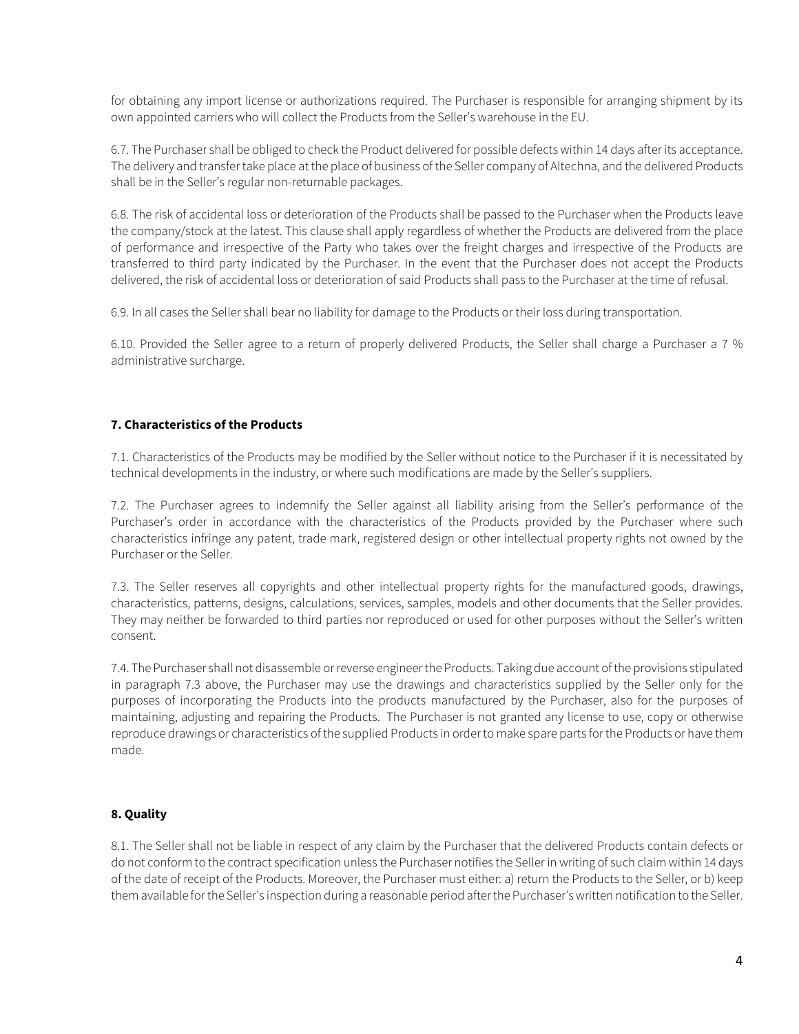for obtaining any import license or authorizations required. The Purchaser is responsible for arranging shipment by its own appointed carriers who will collect the Products from the Seller's warehouse in the EU.

6.7. The Purchaser shall be obliged to check the Product delivered for possible defects within 14 days after its acceptance. The delivery and transfer take place at the place of business of the Seller company of Altechna, and the delivered Products shall be in the Seller's regular non-returnable packages.

6.8. The risk of accidental loss or deterioration of the Products shall be passed to the Purchaser when the Products leave the company/stock at the latest. This clause shall apply regardless of whether the Products are delivered from the place of performance and irrespective of the Party who takes over the freight charges and irrespective of the Products are transferred to third party indicated by the Purchaser. In the event that the Purchaser does not accept the Products delivered, the risk of accidental loss or deterioration of said Products shall pass to the Purchaser at the time of refusal.

6.9. In all cases the Seller shall bear no liability for damage to the Products or their loss during transportation.

6.10. Provided the Seller agree to a return of properly delivered Products, the Seller shall charge a Purchaser a 7 % administrative surcharge.

## 7. Characteristics of the Products

7.1. Characteristics of the Products may be modified by the Seller without notice to the Purchaser if it is necessitated by technical developments in the industry, or where such modifications are made by the Seller's suppliers.

7.2. The Purchaser agrees to indemnify the Seller against all liability arising from the Seller's performance of the Purchaser's order in accordance with the characteristics of the Products provided by the Purchaser where such characteristics infringe any patent, trade mark, registered design or other intellectual property rights not owned by the Purchaser or the Seller.

7.3. The Seller reserves all copyrights and other intellectual property rights for the manufactured goods, drawings, characteristics, patterns, designs, calculations, services, samples, models and other documents that the Seller provides. They may neither be forwarded to third parties nor reproduced or used for other purposes without the Seller's written consent.

7.4. The Purchaser shall not disassemble or reverse engineer the Products. Taking due account of the provisions stipulated in paragraph 7.3 above, the Purchaser may use the drawings and characteristics supplied by the Seller only for the purposes of incorporating the Products into the products manufactured by the Purchaser, also for the purposes of maintaining, adjusting and repairing the Products. The Purchaser is not granted any license to use, copy or otherwise reproduce drawings or characteristics of the supplied Products in order to make spare parts for the Products or have them made.

## 8. Quality

8.1. The Seller shall not be liable in respect of any claim by the Purchaser that the delivered Products contain defects or do not conform to the contract specification unless the Purchaser notifies the Seller in writing of such claim within 14 days of the date of receipt of the Products. Moreover, the Purchaser must either: a) return the Products to the Seller, or b) keep them available for the Seller's inspection during a reasonable period after the Purchaser's written notification to the Seller.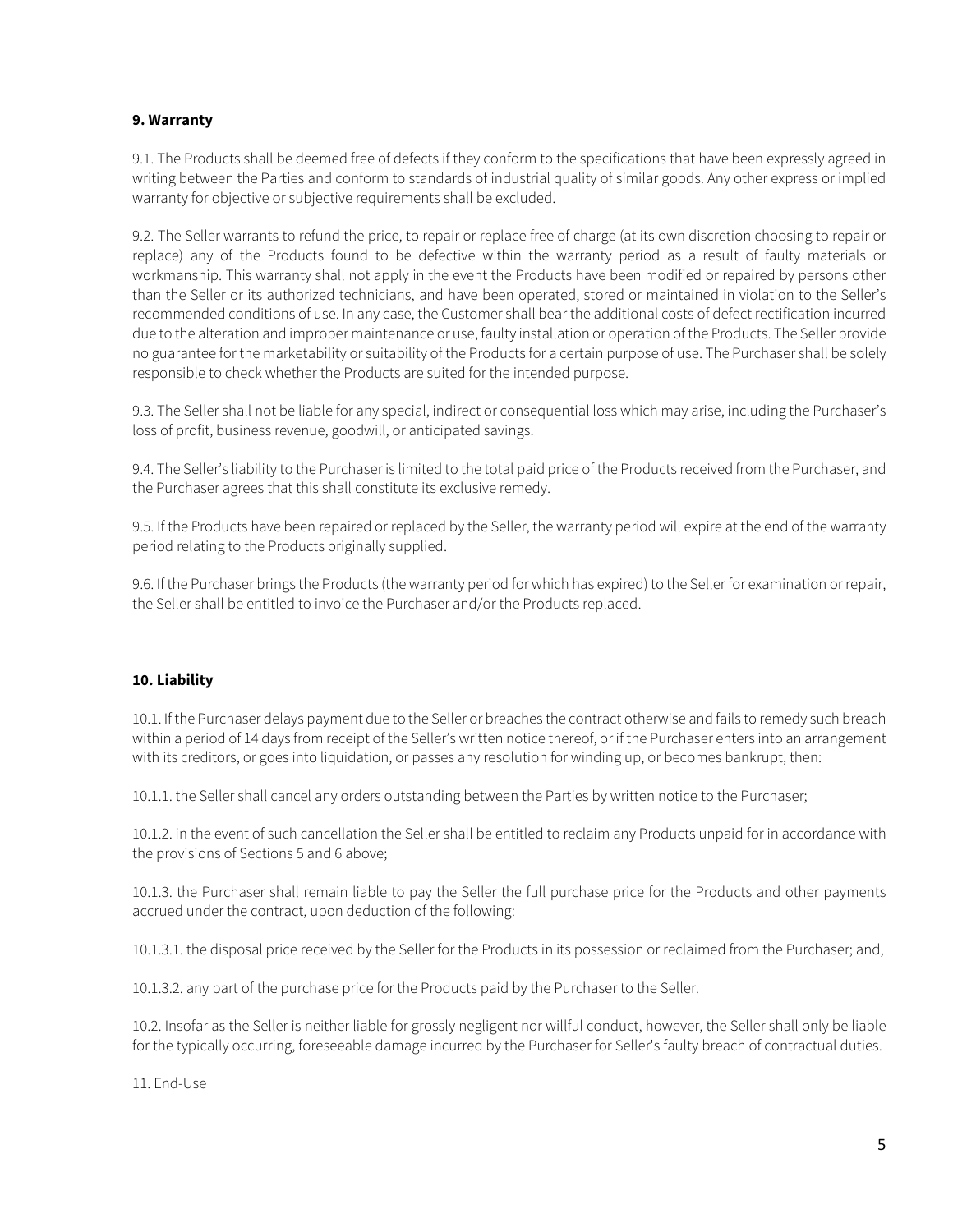**9. Warranty**

9.1. The Products shall be deemed free of defects if they conform to the specifications that have been expressly agreed in writing between the Parties and conform to standards of industrial quality of similar goods. Any other express or implied warranty for objective or subjective requirements shall be excluded.

9.2. The Seller warrants to refund the price, to repair or replace free of charge (at its own discretion choosing to repair or replace) any of the Products found to be defective within the warranty period as a result of faulty materials or workmanship. This warranty shall not apply in the event the Products have been modified or repaired by persons other than the Seller or its authorized technicians, and have been operated, stored or maintained in violation to the Seller's recommended conditions of use. In any case, the Customer shall bear the additional costs of defect rectification incurred due to the alteration and improper maintenance or use, faulty installation or operation of the Products. The Seller provide no guarantee for the marketability or suitability of the Products for a certain purpose of use. The Purchaser shall be solely responsible to check whether the Products are suited for the intended purpose.

9.3. The Seller shall not be liable for any special, indirect or consequential loss which may arise, including the Purchaser's loss of profit, business revenue, goodwill, or anticipated savings.

9.4. The Seller's liability to the Purchaser is limited to the total paid price of the Products received from the Purchaser, and the Purchaser agrees that this shall constitute its exclusive remedy.

9.5. If the Products have been repaired or replaced by the Seller, the warranty period will expire at the end of the warranty period relating to the Products originally supplied.

9.6. If the Purchaser brings the Products (the warranty period for which has expired) to the Seller for examination or repair, the Seller shall be entitled to invoice the Purchaser and/or the Products replaced.

**10. Liability**

10.1. If the Purchaser delays payment due to the Seller or breaches the contract otherwise and fails to remedy such breach within a period of 14 days from receipt of the Seller's written notice thereof, or if the Purchaser enters into an arrangement with its creditors, or goes into liquidation, or passes any resolution for winding up, or becomes bankrupt, then:

10.1.1. the Seller shall cancel any orders outstanding between the Parties by written notice to the Purchaser;

10.1.2. in the event of such cancellation the Seller shall be entitled to reclaim any Products unpaid for in accordance with the provisions of Sections 5 and 6 above;

10.1.3. the Purchaser shall remain liable to pay the Seller the full purchase price for the Products and other payments accrued under the contract, upon deduction of the following:

10.1.3.1. the disposal price received by the Seller for the Products in its possession or reclaimed from the Purchaser; and,

10.1.3.2. any part of the purchase price for the Products paid by the Purchaser to the Seller.

10.2. Insofar as the Seller is neither liable for grossly negligent nor willful conduct, however, the Seller shall only be liable for the typically occurring, foreseeable damage incurred by the Purchaser for Seller's faulty breach of contractual duties.

11. End-Use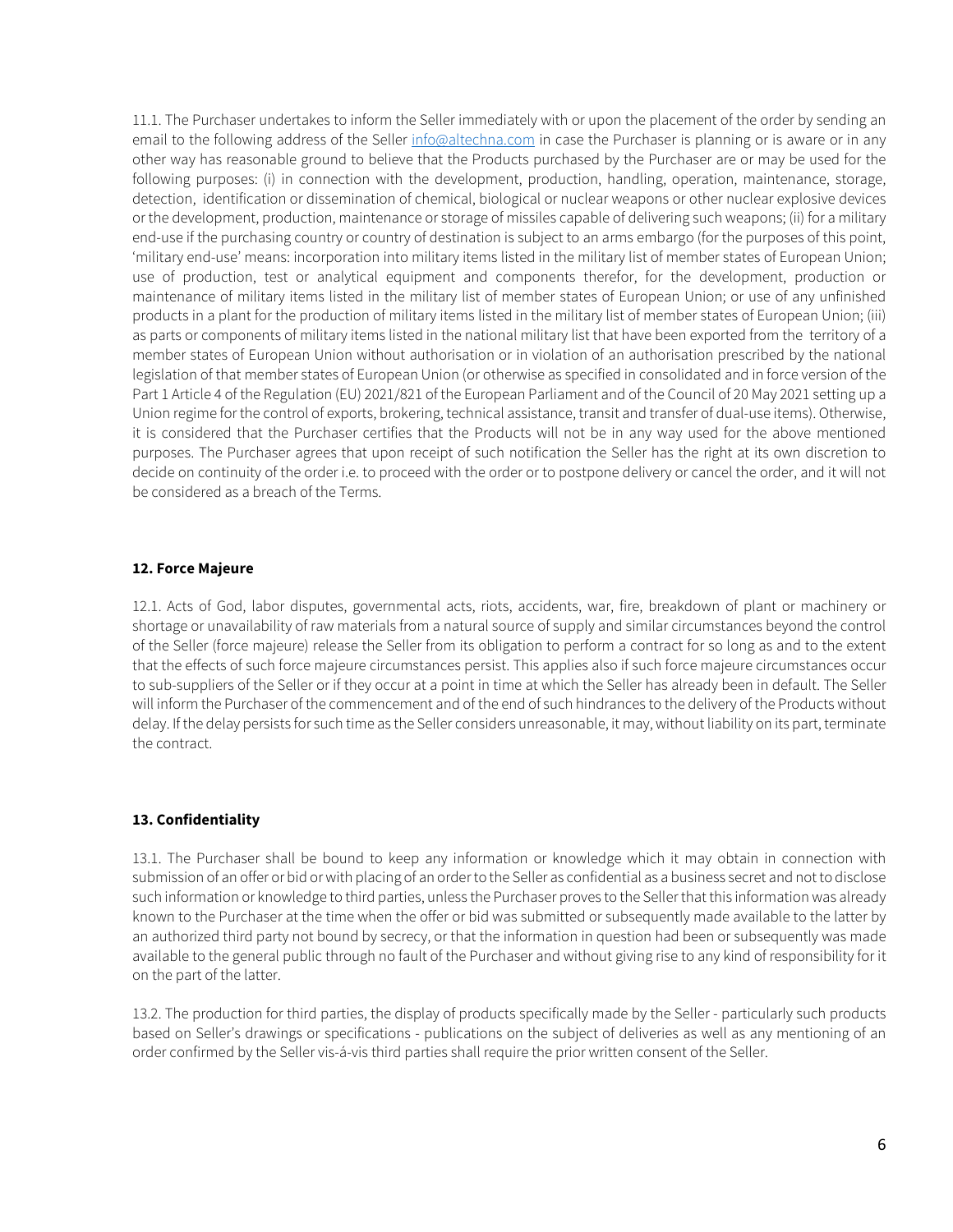11.1. The Purchaser undertakes to inform the Seller immediately with or upon the placement of the order by sending an email to the following address of the Seller [info@altechna.com](mailto:info@altechna.com) in case the Purchaser is planning or is aware or in any other way has reasonable ground to believe that the Products purchased by the Purchaser are or may be used for the following purposes: (i) in connection with the development, production, handling, operation, maintenance, storage, detection, identification or dissemination of chemical, biological or nuclear weapons or other nuclear explosive devices or the development, production, maintenance or storage of missiles capable of delivering such weapons; (ii) for a military end-use if the purchasing country or country of destination is subject to an arms embargo (for the purposes of this point, 'military end-use' means: incorporation into military items listed in the military list of member states of European Union; use of production, test or analytical equipment and components therefor, for the development, production or maintenance of military items listed in the military list of member states of European Union; or use of any unfinished products in a plant for the production of military items listed in the military list of member states of European Union; (iii) as parts or components of military items listed in the national military list that have been exported from the territory of a member states of European Union without authorisation or in violation of an authorisation prescribed by the national legislation of that member states of European Union (or otherwise as specified in consolidated and in force version of the Part 1 Article 4 of the Regulation (EU) 2021/821 of the European Parliament and of the Council of 20 May 2021 setting up a Union regime for the control of exports, brokering, technical assistance, transit and transfer of dual-use items). Otherwise, it is considered that the Purchaser certifies that the Products will not be in any way used for the above mentioned purposes. The Purchaser agrees that upon receipt of such notification the Seller has the right at its own discretion to decide on continuity of the order i.e. to proceed with the order or to postpone delivery or cancel the order, and it will not be considered as a breach of the Terms.

**12. Force Majeure**

12.1. Acts of God, labor disputes, governmental acts, riots, accidents, war, fire, breakdown of plant or machinery or shortage or unavailability of raw materials from a natural source of supply and similar circumstances beyond the control of the Seller (force majeure) release the Seller from its obligation to perform a contract for so long as and to the extent that the effects of such force majeure circumstances persist. This applies also if such force majeure circumstances occur to sub-suppliers of the Seller or if they occur at a point in time at which the Seller has already been in default. The Seller will inform the Purchaser of the commencement and of the end of such hindrances to the delivery of the Products without delay. If the delay persists for such time as the Seller considers unreasonable, it may, without liability on its part, terminate the contract.

**13. Confidentiality**

13.1. The Purchaser shall be bound to keep any information or knowledge which it may obtain in connection with submission of an offer or bid or with placing of an order to the Seller as confidential as a business secret and not to disclose such information or knowledge to third parties, unless the Purchaser proves to the Seller that this information was already known to the Purchaser at the time when the offer or bid was submitted or subsequently made available to the latter by an authorized third party not bound by secrecy, or that the information in question had been or subsequently was made available to the general public through no fault of the Purchaser and without giving rise to any kind of responsibility for it on the part of the latter.

13.2. The production for third parties, the display of products specifically made by the Seller - particularly such products based on Seller's drawings or specifications - publications on the subject of deliveries as well as any mentioning of an order confirmed by the Seller vis-á-vis third parties shall require the prior written consent of the Seller.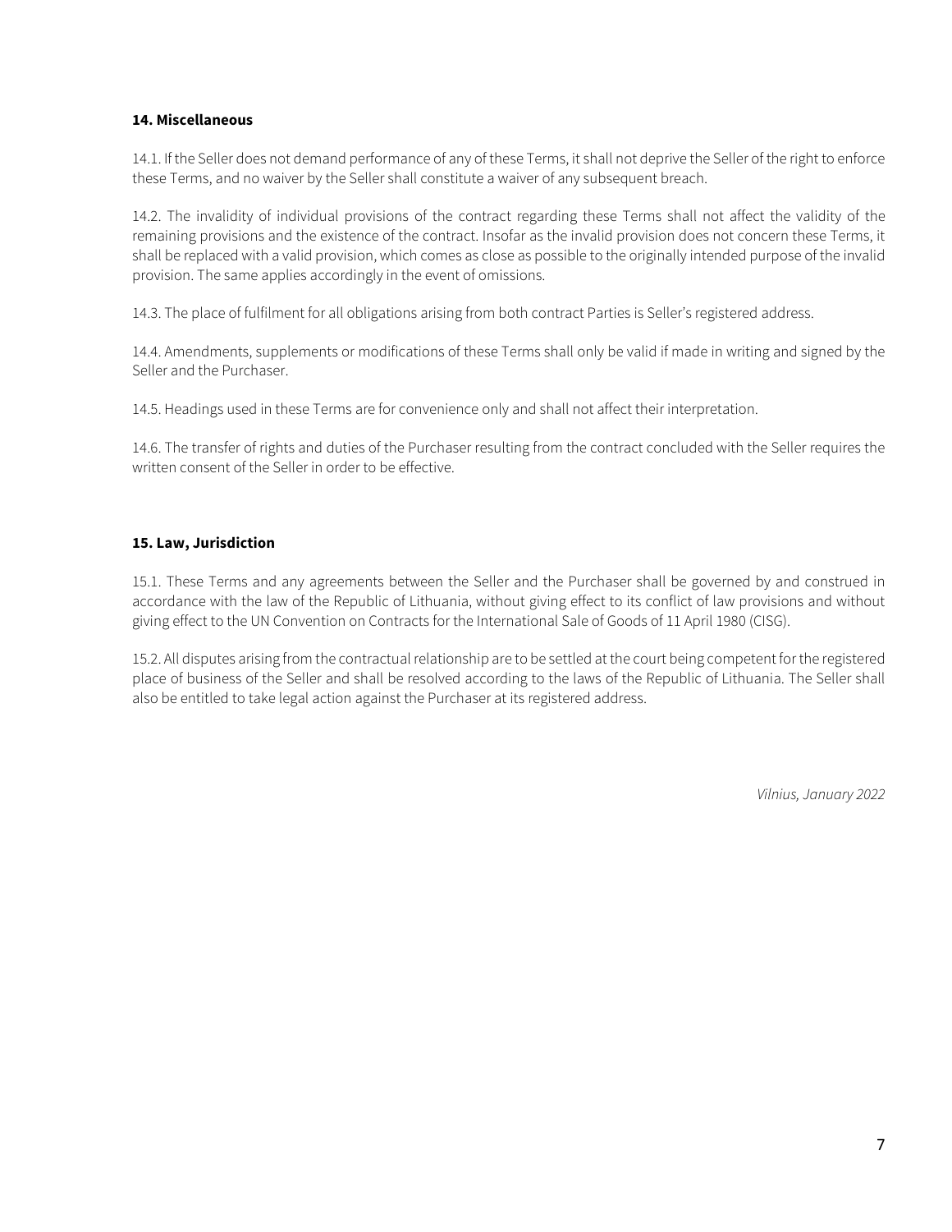## 14. Miscellaneous

14.1. If the Seller does not demand performance of any of these Terms, it shall not deprive the Seller of the right to enforce these Terms, and no waiver by the Seller shall constitute a waiver of any subsequent breach.

14.2. The invalidity of individual provisions of the contract regarding these Terms shall not affect the validity of the remaining provisions and the existence of the contract. Insofar as the invalid provision does not concern these Terms, it shall be replaced with a valid provision, which comes as close as possible to the originally intended purpose of the invalid provision. The same applies accordingly in the event of omissions.

14.3. The place of fulfilment for all obligations arising from both contract Parties is Seller's registered address.

14.4. Amendments, supplements or modifications of these Terms shall only be valid if made in writing and signed by the Seller and the Purchaser.

14.5. Headings used in these Terms are for convenience only and shall not affect their interpretation.

14.6. The transfer of rights and duties of the Purchaser resulting from the contract concluded with the Seller requires the written consent of the Seller in order to be effective.

## 15. Law, Jurisdiction

15.1. These Terms and any agreements between the Seller and the Purchaser shall be governed by and construed in accordance with the law of the Republic of Lithuania, without giving effect to its conflict of law provisions and without giving effect to the UN Convention on Contracts for the International Sale of Goods of 11 April 1980 (CISG).

15.2. All disputes arising from the contractual relationship are to be settled at the court being competent for the registered place of business of the Seller and shall be resolved according to the laws of the Republic of Lithuania. The Seller shall also be entitled to take legal action against the Purchaser at its registered address.

*Vilnius, January 2022*